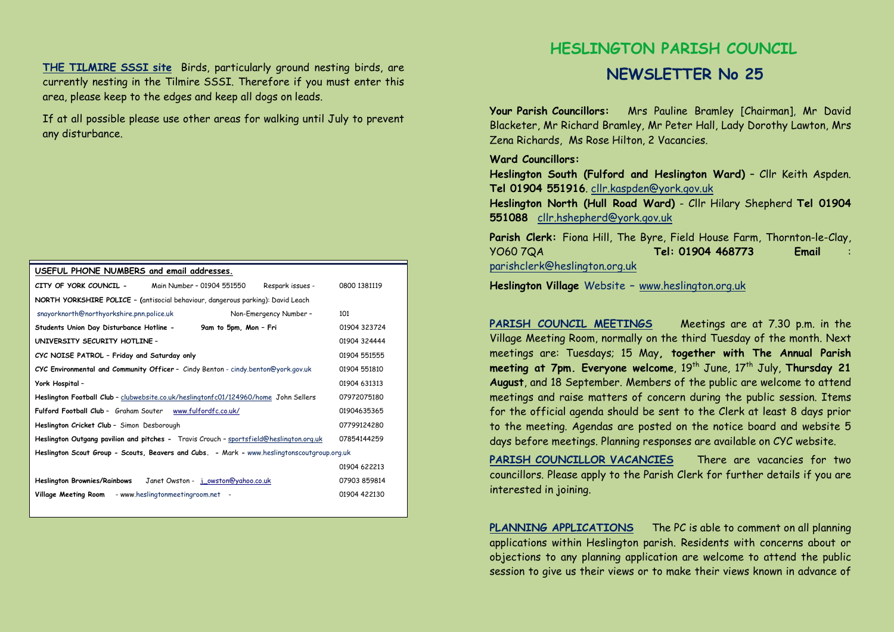**THE TILMIRE SSSI site** Birds, particularly ground nesting birds, are currently nesting in the Tilmire SSSI. Therefore if you must enter this area, please keep to the edges and keep all dogs on leads.

If at all possible please use other areas for walking until July to prevent any disturbance.

| USEFUL PHONE NUMBERS and email addresses. | | |
|---|---|---|
| **CITY OF YORK COUNCIL -** Main Number – 01904 551550 | Respark issues - | 0800 1381119 |
| **NORTH YORKSHIRE POLICE** – (antisocial behaviour, dangerous parking): David Leach | | |
| snayorknorth@northyorkshire.pnn.police.uk | Non-Emergency Number – | 101 |
| **Students Union Day Disturbance Hotline -** | **9am to 5pm, Mon – Fri** | 01904 323724 |
| **UNIVERSITY SECURITY HOTLINE** – | | 01904 324444 |
| **CYC NOISE PATROL – Friday and Saturday only** | | 01904 551555 |
| **CYC Environmental and Community Officer** – Cindy Benton - cindy.benton@york.gov.uk | | 01904 551810 |
| **York Hospital** – | | 01904 631313 |
| **Heslington Football Club** – clubwebsite.co.uk/heslingtonfc01/124960/home John Sellers | | 07972075180 |
| **Fulford Football Club** – Graham Souter www.fulfordfc.co.uk/ | | 01904635365 |
| **Heslington Cricket Club** – Simon Desborough | | 07799124280 |
| **Heslington Outgang pavilion and pitches** - Travis Crouch – sportsfield@heslington.org.uk | | 07854144259 |
| **Heslington Scout Group - Scouts, Beavers and Cubs.** - Mark – www.heslingtonscoutgroup.org.uk | | 01904 622213 |
| **Heslington Brownies/Rainbows** Janet Owston - j_owston@yahoo.co.uk | | 07903 859814 |
| **Village Meeting Room** - www.heslingtonmeetingroom.net - | | 01904 422130 |

# HESLINGTON PARISH COUNCIL

## NEWSLETTER No 25

**Your Parish Councillors:** Mrs Pauline Bramley [Chairman], Mr David Blacketer, Mr Richard Bramley, Mr Peter Hall, Lady Dorothy Lawton, Mrs Zena Richards, Ms Rose Hilton, 2 Vacancies.

**Ward Councillors:**

**Heslington South (Fulford and Heslington Ward)** – Cllr Keith Aspden. **Tel 01904 551916**. cllr.kaspden@york.gov.uk

**Heslington North (Hull Road Ward)** - Cllr Hilary Shepherd **Tel 01904 551088** cllr.hshepherd@york.gov.uk

**Parish Clerk:** Fiona Hill, The Byre, Field House Farm, Thornton-le-Clay, YO60 7QA **Tel: 01904 468773** **Email** : parishclerk@heslington.org.uk

**Heslington Village** Website – www.heslington.org.uk

**PARISH COUNCIL MEETINGS** Meetings are at 7.30 p.m. in the Village Meeting Room, normally on the third Tuesday of the month. Next meetings are: Tuesdays; 15 May, **together with The Annual Parish meeting at 7pm. Everyone welcome**, 19th June, 17th July, **Thursday 21 August**, and 18 September. Members of the public are welcome to attend meetings and raise matters of concern during the public session. Items for the official agenda should be sent to the Clerk at least 8 days prior to the meeting. Agendas are posted on the notice board and website 5 days before meetings. Planning responses are available on CYC website.

**PARISH COUNCILLOR VACANCIES** There are vacancies for two councillors. Please apply to the Parish Clerk for further details if you are interested in joining.

**PLANNING APPLICATIONS** The PC is able to comment on all planning applications within Heslington parish. Residents with concerns about or objections to any planning application are welcome to attend the public session to give us their views or to make their views known in advance of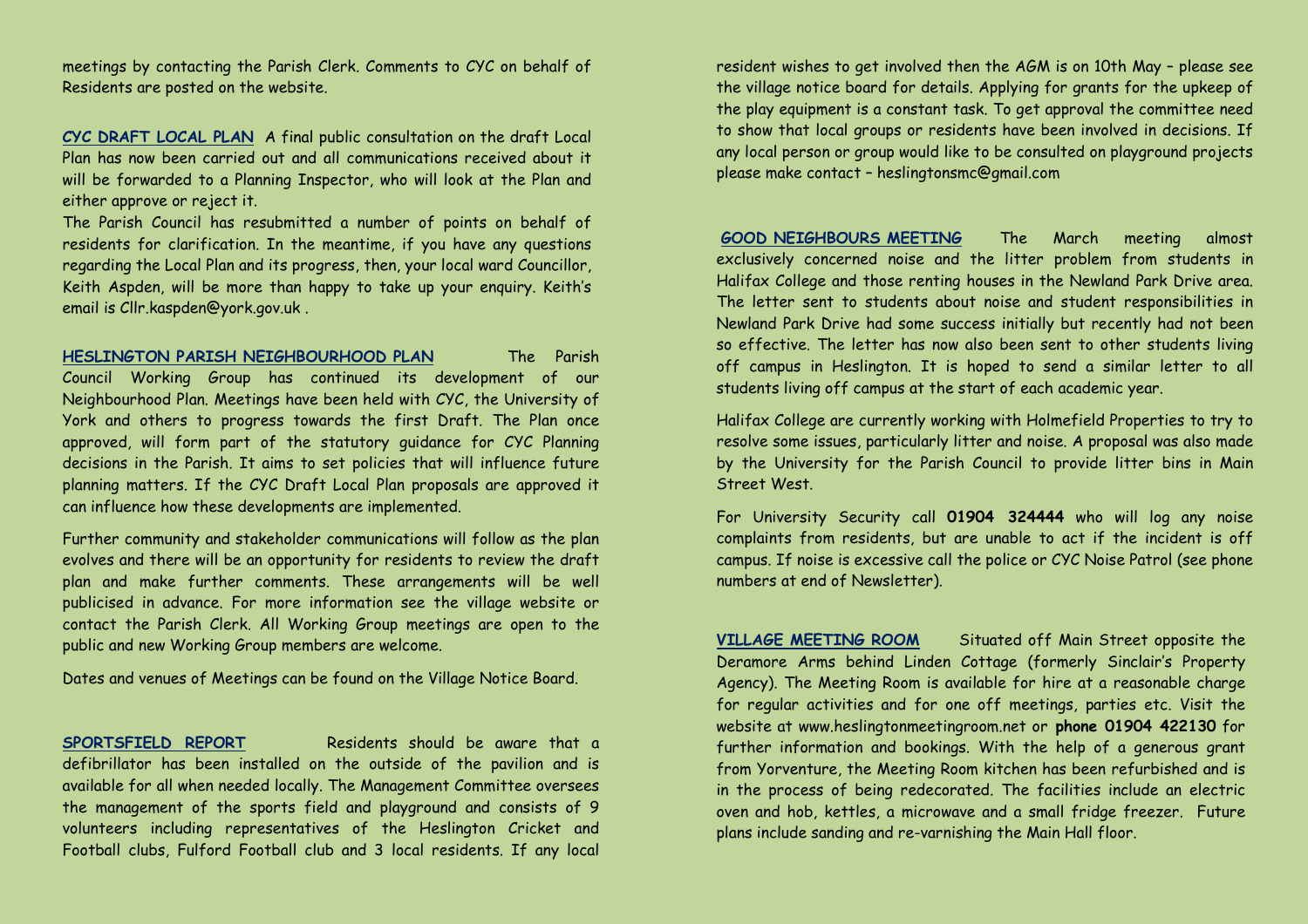meetings by contacting the Parish Clerk. Comments to CYC on behalf of Residents are posted on the website.

**CYC DRAFT LOCAL PLAN** A final public consultation on the draft Local Plan has now been carried out and all communications received about it will be forwarded to a Planning Inspector, who will look at the Plan and either approve or reject it.

The Parish Council has resubmitted a number of points on behalf of residents for clarification. In the meantime, if you have any questions regarding the Local Plan and its progress, then, your local ward Councillor, Keith Aspden, will be more than happy to take up your enquiry. Keith's email is Cllr.kaspden@york.gov.uk .

**HESLINGTON PARISH NEIGHBOURHOOD PLAN** The Parish Council Working Group has continued its development of our Neighbourhood Plan. Meetings have been held with CYC, the University of York and others to progress towards the first Draft. The Plan once approved, will form part of the statutory guidance for CYC Planning decisions in the Parish. It aims to set policies that will influence future planning matters. If the CYC Draft Local Plan proposals are approved it can influence how these developments are implemented.

Further community and stakeholder communications will follow as the plan evolves and there will be an opportunity for residents to review the draft plan and make further comments. These arrangements will be well publicised in advance. For more information see the village website or contact the Parish Clerk. All Working Group meetings are open to the public and new Working Group members are welcome.

Dates and venues of Meetings can be found on the Village Notice Board.

**SPORTSFIELD REPORT** Residents should be aware that a defibrillator has been installed on the outside of the pavilion and is available for all when needed locally. The Management Committee oversees the management of the sports field and playground and consists of 9 volunteers including representatives of the Heslington Cricket and Football clubs, Fulford Football club and 3 local residents. If any local resident wishes to get involved then the AGM is on 10th May – please see the village notice board for details. Applying for grants for the upkeep of the play equipment is a constant task. To get approval the committee need to show that local groups or residents have been involved in decisions. If any local person or group would like to be consulted on playground projects please make contact – heslingtonsmc@gmail.com

**GOOD NEIGHBOURS MEETING** The March meeting almost exclusively concerned noise and the litter problem from students in Halifax College and those renting houses in the Newland Park Drive area. The letter sent to students about noise and student responsibilities in Newland Park Drive had some success initially but recently had not been so effective. The letter has now also been sent to other students living off campus in Heslington. It is hoped to send a similar letter to all students living off campus at the start of each academic year.

Halifax College are currently working with Holmefield Properties to try to resolve some issues, particularly litter and noise. A proposal was also made by the University for the Parish Council to provide litter bins in Main Street West.

For University Security call **01904 324444** who will log any noise complaints from residents, but are unable to act if the incident is off campus. If noise is excessive call the police or CYC Noise Patrol (see phone numbers at end of Newsletter).

**VILLAGE MEETING ROOM** Situated off Main Street opposite the Deramore Arms behind Linden Cottage (formerly Sinclair's Property Agency). The Meeting Room is available for hire at a reasonable charge for regular activities and for one off meetings, parties etc. Visit the website at www.heslingtonmeetingroom.net or **phone 01904 422130** for further information and bookings. With the help of a generous grant from Yorventure, the Meeting Room kitchen has been refurbished and is in the process of being redecorated. The facilities include an electric oven and hob, kettles, a microwave and a small fridge freezer. Future plans include sanding and re-varnishing the Main Hall floor.